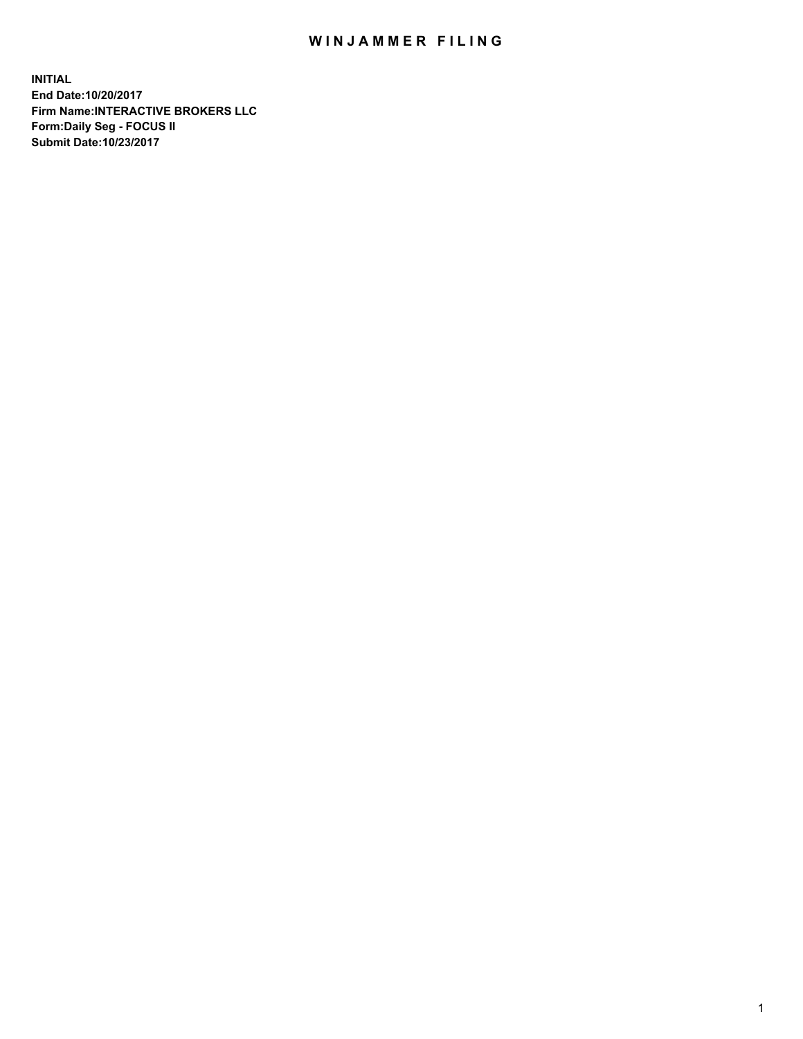# WINJAMMER FILING

**INITIAL**
**End Date:10/20/2017**
**Firm Name:INTERACTIVE BROKERS LLC**
**Form:Daily Seg - FOCUS II**
**Submit Date:10/23/2017**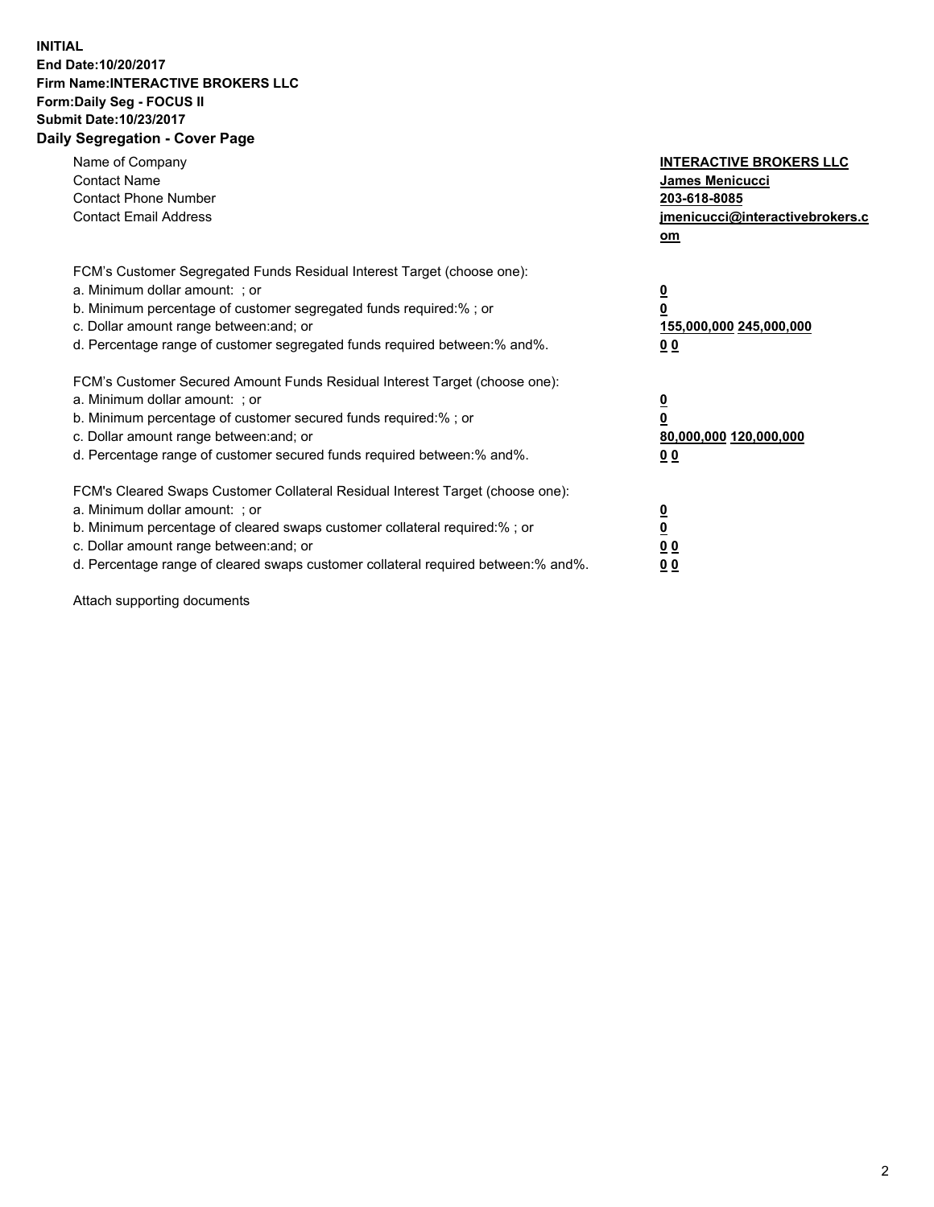**INITIAL**
**End Date:10/20/2017**
**Firm Name:INTERACTIVE BROKERS LLC**
**Form:Daily Seg - FOCUS II**
**Submit Date:10/23/2017**
**Daily Segregation - Cover Page**

| | |
|---|---|
| Name of Company | **INTERACTIVE BROKERS LLC** |
| Contact Name | **James Menicucci** |
| Contact Phone Number | **203-618-8085** |
| Contact Email Address | **jmenicucci@interactivebrokers.com** |

| FCM's Customer Segregated Funds Residual Interest Target (choose one): | |
|---|---|
| a. Minimum dollar amount: ; or | **0** |
| b. Minimum percentage of customer segregated funds required:% ; or | **0** |
| c. Dollar amount range between:and; or | **155,000,000 245,000,000** |
| d. Percentage range of customer segregated funds required between:% and%. | **0 0** |

| FCM's Customer Secured Amount Funds Residual Interest Target (choose one): | |
|---|---|
| a. Minimum dollar amount: ; or | **0** |
| b. Minimum percentage of customer secured funds required:% ; or | **0** |
| c. Dollar amount range between:and; or | **80,000,000 120,000,000** |
| d. Percentage range of customer secured funds required between:% and%. | **0 0** |

| FCM's Cleared Swaps Customer Collateral Residual Interest Target (choose one): | |
|---|---|
| a. Minimum dollar amount: ; or | **0** |
| b. Minimum percentage of cleared swaps customer collateral required:% ; or | **0** |
| c. Dollar amount range between:and; or | **0 0** |
| d. Percentage range of cleared swaps customer collateral required between:% and%. | **0 0** |

Attach supporting documents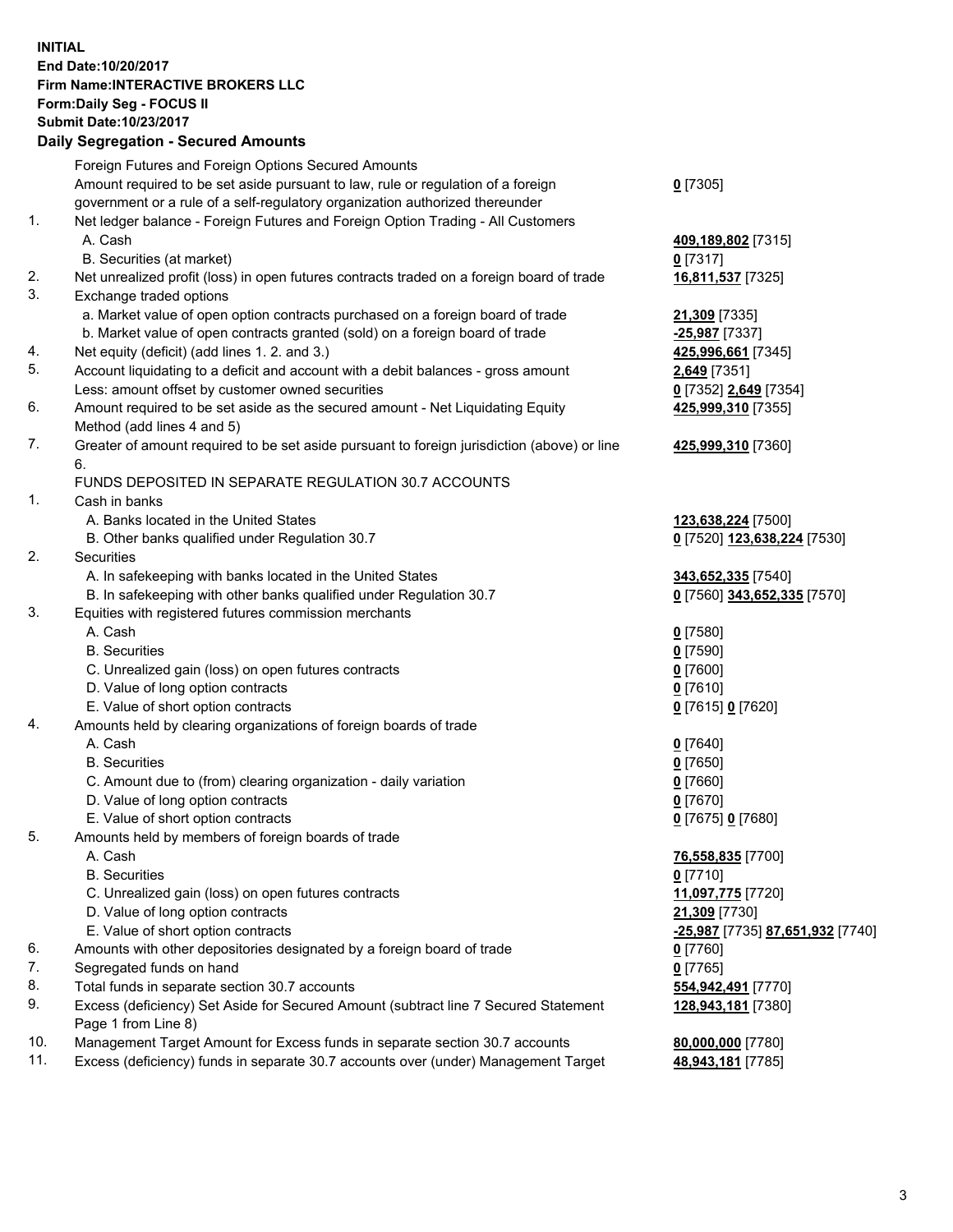**INITIAL**
**End Date:10/20/2017**
**Firm Name:INTERACTIVE BROKERS LLC**
**Form:Daily Seg - FOCUS II**
**Submit Date:10/23/2017**

### Daily Segregation - Secured Amounts

| | | |
|---|---|---|
| | Foreign Futures and Foreign Options Secured Amounts | |
| | Amount required to be set aside pursuant to law, rule or regulation of a foreign government or a rule of a self-regulatory organization authorized thereunder | **0** [7305] |
| 1. | Net ledger balance - Foreign Futures and Foreign Option Trading - All Customers | |
| | A. Cash | **409,189,802** [7315] |
| | B. Securities (at market) | **0** [7317] |
| 2. | Net unrealized profit (loss) in open futures contracts traded on a foreign board of trade | **16,811,537** [7325] |
| 3. | Exchange traded options | |
| | a. Market value of open option contracts purchased on a foreign board of trade | **21,309** [7335] |
| | b. Market value of open contracts granted (sold) on a foreign board of trade | **-25,987** [7337] |
| 4. | Net equity (deficit) (add lines 1. 2. and 3.) | **425,996,661** [7345] |
| 5. | Account liquidating to a deficit and account with a debit balances - gross amount | **2,649** [7351] |
| | Less: amount offset by customer owned securities | **0** [7352] **2,649** [7354] |
| 6. | Amount required to be set aside as the secured amount - Net Liquidating Equity Method (add lines 4 and 5) | **425,999,310** [7355] |
| 7. | Greater of amount required to be set aside pursuant to foreign jurisdiction (above) or line 6. | **425,999,310** [7360] |
| | FUNDS DEPOSITED IN SEPARATE REGULATION 30.7 ACCOUNTS | |
| 1. | Cash in banks | |
| | A. Banks located in the United States | **123,638,224** [7500] |
| | B. Other banks qualified under Regulation 30.7 | **0** [7520] **123,638,224** [7530] |
| 2. | Securities | |
| | A. In safekeeping with banks located in the United States | **343,652,335** [7540] |
| | B. In safekeeping with other banks qualified under Regulation 30.7 | **0** [7560] **343,652,335** [7570] |
| 3. | Equities with registered futures commission merchants | |
| | A. Cash | **0** [7580] |
| | B. Securities | **0** [7590] |
| | C. Unrealized gain (loss) on open futures contracts | **0** [7600] |
| | D. Value of long option contracts | **0** [7610] |
| | E. Value of short option contracts | **0** [7615] **0** [7620] |
| 4. | Amounts held by clearing organizations of foreign boards of trade | |
| | A. Cash | **0** [7640] |
| | B. Securities | **0** [7650] |
| | C. Amount due to (from) clearing organization - daily variation | **0** [7660] |
| | D. Value of long option contracts | **0** [7670] |
| | E. Value of short option contracts | **0** [7675] **0** [7680] |
| 5. | Amounts held by members of foreign boards of trade | |
| | A. Cash | **76,558,835** [7700] |
| | B. Securities | **0** [7710] |
| | C. Unrealized gain (loss) on open futures contracts | **11,097,775** [7720] |
| | D. Value of long option contracts | **21,309** [7730] |
| | E. Value of short option contracts | **-25,987** [7735] **87,651,932** [7740] |
| 6. | Amounts with other depositories designated by a foreign board of trade | **0** [7760] |
| 7. | Segregated funds on hand | **0** [7765] |
| 8. | Total funds in separate section 30.7 accounts | **554,942,491** [7770] |
| 9. | Excess (deficiency) Set Aside for Secured Amount (subtract line 7 Secured Statement Page 1 from Line 8) | **128,943,181** [7380] |
| 10. | Management Target Amount for Excess funds in separate section 30.7 accounts | **80,000,000** [7780] |
| 11. | Excess (deficiency) funds in separate 30.7 accounts over (under) Management Target | **48,943,181** [7785] |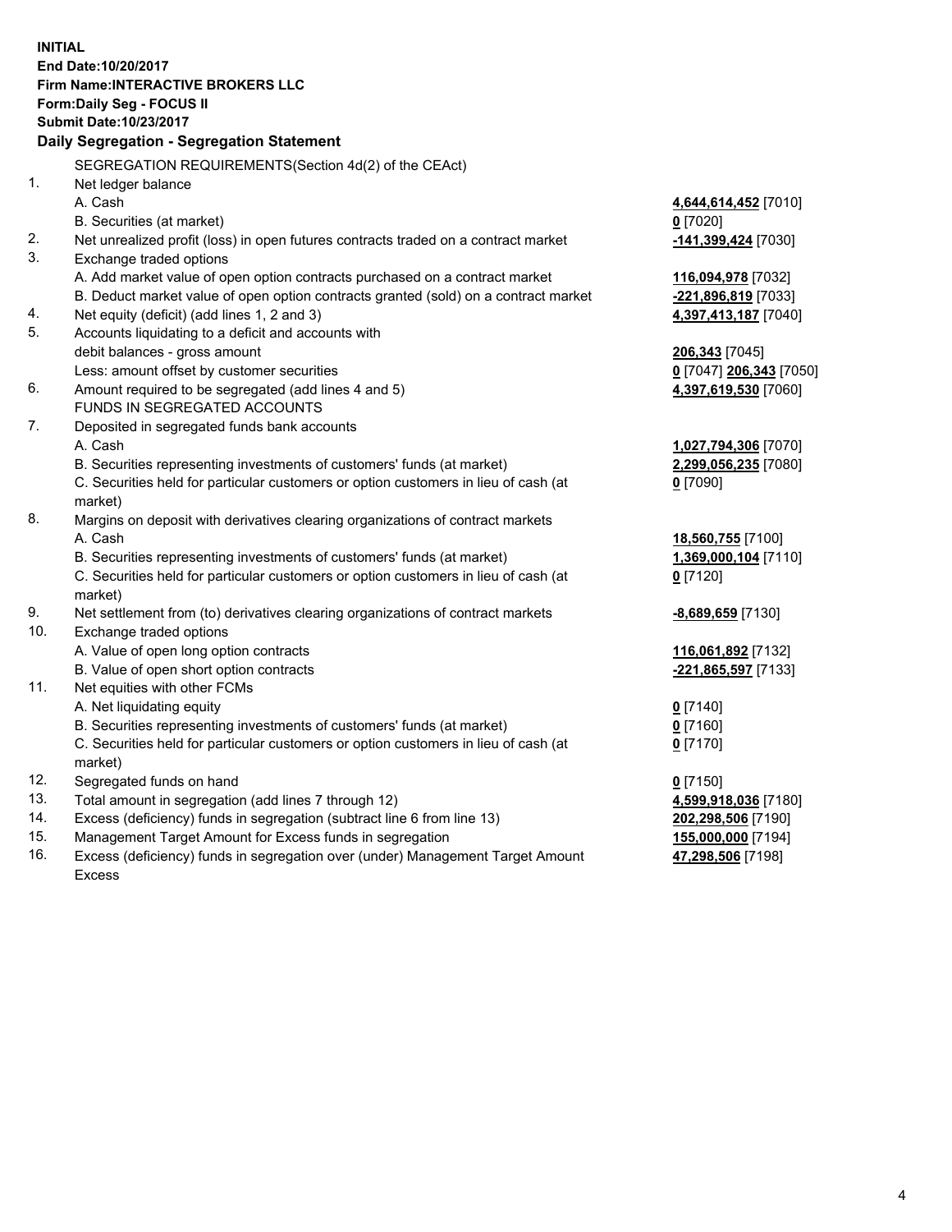**INITIAL**
**End Date:10/20/2017**
**Firm Name:INTERACTIVE BROKERS LLC**
**Form:Daily Seg - FOCUS II**
**Submit Date:10/23/2017**

**Daily Segregation - Segregation Statement**

SEGREGATION REQUIREMENTS(Section 4d(2) of the CEAct)

| | | |
|---|---|---|
| 1. | Net ledger balance | |
| | A. Cash | **4,644,614,452** [7010] |
| | B. Securities (at market) | **0** [7020] |
| 2. | Net unrealized profit (loss) in open futures contracts traded on a contract market | **-141,399,424** [7030] |
| 3. | Exchange traded options | |
| | A. Add market value of open option contracts purchased on a contract market | **116,094,978** [7032] |
| | B. Deduct market value of open option contracts granted (sold) on a contract market | **-221,896,819** [7033] |
| 4. | Net equity (deficit) (add lines 1, 2 and 3) | **4,397,413,187** [7040] |
| 5. | Accounts liquidating to a deficit and accounts with | |
| | debit balances - gross amount | **206,343** [7045] |
| | Less: amount offset by customer securities | **0** [7047] **206,343** [7050] |
| 6. | Amount required to be segregated (add lines 4 and 5) | **4,397,619,530** [7060] |
| | FUNDS IN SEGREGATED ACCOUNTS | |
| 7. | Deposited in segregated funds bank accounts | |
| | A. Cash | **1,027,794,306** [7070] |
| | B. Securities representing investments of customers' funds (at market) | **2,299,056,235** [7080] |
| | C. Securities held for particular customers or option customers in lieu of cash (at market) | **0** [7090] |
| 8. | Margins on deposit with derivatives clearing organizations of contract markets | |
| | A. Cash | **18,560,755** [7100] |
| | B. Securities representing investments of customers' funds (at market) | **1,369,000,104** [7110] |
| | C. Securities held for particular customers or option customers in lieu of cash (at market) | **0** [7120] |
| 9. | Net settlement from (to) derivatives clearing organizations of contract markets | **-8,689,659** [7130] |
| 10. | Exchange traded options | |
| | A. Value of open long option contracts | **116,061,892** [7132] |
| | B. Value of open short option contracts | **-221,865,597** [7133] |
| 11. | Net equities with other FCMs | |
| | A. Net liquidating equity | **0** [7140] |
| | B. Securities representing investments of customers' funds (at market) | **0** [7160] |
| | C. Securities held for particular customers or option customers in lieu of cash (at market) | **0** [7170] |
| 12. | Segregated funds on hand | **0** [7150] |
| 13. | Total amount in segregation (add lines 7 through 12) | **4,599,918,036** [7180] |
| 14. | Excess (deficiency) funds in segregation (subtract line 6 from line 13) | **202,298,506** [7190] |
| 15. | Management Target Amount for Excess funds in segregation | **155,000,000** [7194] |
| 16. | Excess (deficiency) funds in segregation over (under) Management Target Amount Excess | **47,298,506** [7198] |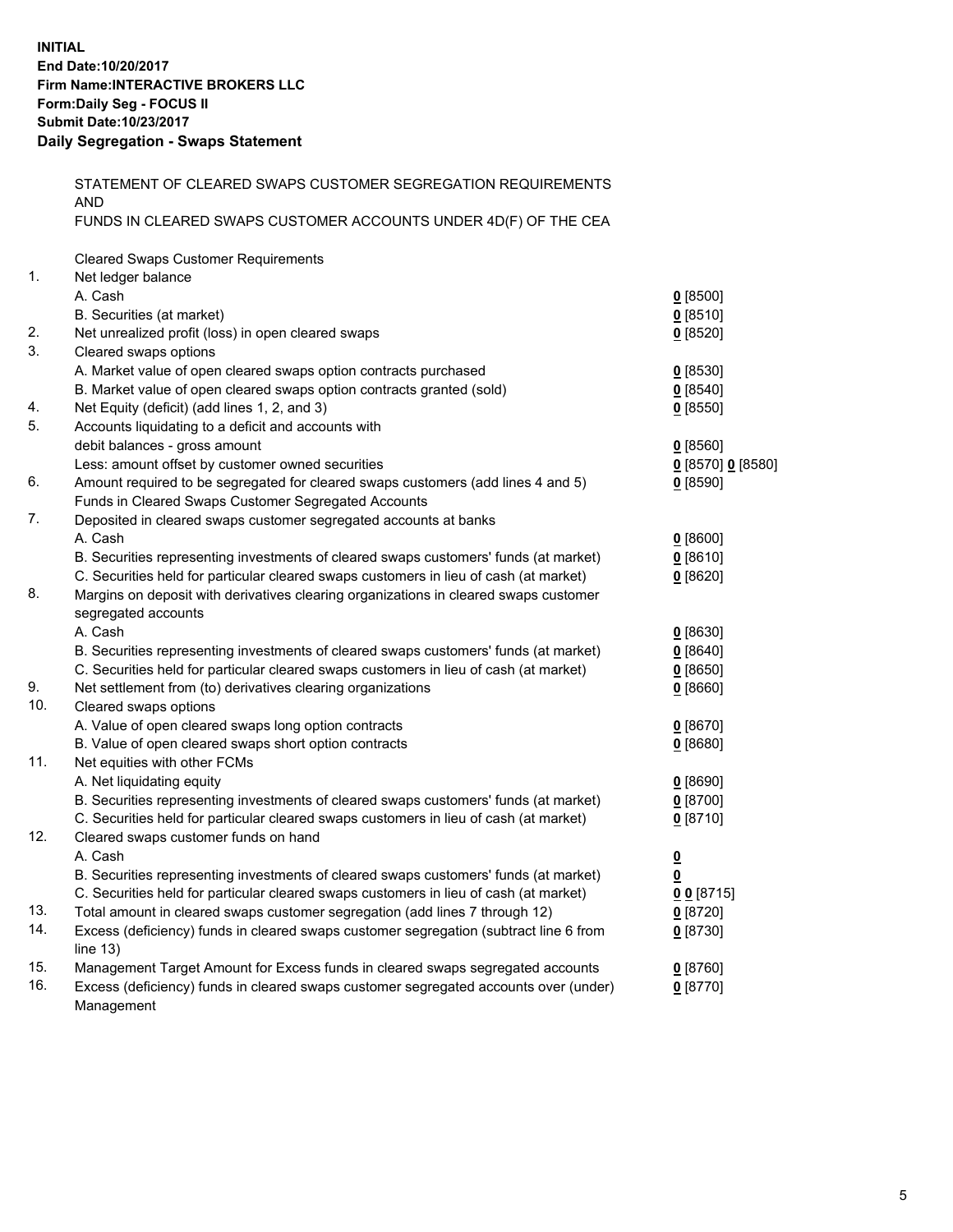**INITIAL**
**End Date:10/20/2017**
**Firm Name:INTERACTIVE BROKERS LLC**
**Form:Daily Seg - FOCUS II**
**Submit Date:10/23/2017**
**Daily Segregation - Swaps Statement**

STATEMENT OF CLEARED SWAPS CUSTOMER SEGREGATION REQUIREMENTS AND FUNDS IN CLEARED SWAPS CUSTOMER ACCOUNTS UNDER 4D(F) OF THE CEA

| | | |
|---|---|---|
| | Cleared Swaps Customer Requirements | |
| 1. | Net ledger balance | |
| | A. Cash | 0 [8500] |
| | B. Securities (at market) | 0 [8510] |
| 2. | Net unrealized profit (loss) in open cleared swaps | 0 [8520] |
| 3. | Cleared swaps options | |
| | A. Market value of open cleared swaps option contracts purchased | 0 [8530] |
| | B. Market value of open cleared swaps option contracts granted (sold) | 0 [8540] |
| 4. | Net Equity (deficit) (add lines 1, 2, and 3) | 0 [8550] |
| 5. | Accounts liquidating to a deficit and accounts with debit balances - gross amount | 0 [8560] |
| | Less: amount offset by customer owned securities | 0 [8570] 0 [8580] |
| 6. | Amount required to be segregated for cleared swaps customers (add lines 4 and 5) | 0 [8590] |
| | Funds in Cleared Swaps Customer Segregated Accounts | |
| 7. | Deposited in cleared swaps customer segregated accounts at banks | |
| | A. Cash | 0 [8600] |
| | B. Securities representing investments of cleared swaps customers' funds (at market) | 0 [8610] |
| | C. Securities held for particular cleared swaps customers in lieu of cash (at market) | 0 [8620] |
| 8. | Margins on deposit with derivatives clearing organizations in cleared swaps customer segregated accounts | |
| | A. Cash | 0 [8630] |
| | B. Securities representing investments of cleared swaps customers' funds (at market) | 0 [8640] |
| | C. Securities held for particular cleared swaps customers in lieu of cash (at market) | 0 [8650] |
| 9. | Net settlement from (to) derivatives clearing organizations | 0 [8660] |
| 10. | Cleared swaps options | |
| | A. Value of open cleared swaps long option contracts | 0 [8670] |
| | B. Value of open cleared swaps short option contracts | 0 [8680] |
| 11. | Net equities with other FCMs | |
| | A. Net liquidating equity | 0 [8690] |
| | B. Securities representing investments of cleared swaps customers' funds (at market) | 0 [8700] |
| | C. Securities held for particular cleared swaps customers in lieu of cash (at market) | 0 [8710] |
| 12. | Cleared swaps customer funds on hand | |
| | A. Cash | 0 |
| | B. Securities representing investments of cleared swaps customers' funds (at market) | 0 |
| | C. Securities held for particular cleared swaps customers in lieu of cash (at market) | 0 0 [8715] |
| 13. | Total amount in cleared swaps customer segregation (add lines 7 through 12) | 0 [8720] |
| 14. | Excess (deficiency) funds in cleared swaps customer segregation (subtract line 6 from line 13) | 0 [8730] |
| 15. | Management Target Amount for Excess funds in cleared swaps segregated accounts | 0 [8760] |
| 16. | Excess (deficiency) funds in cleared swaps customer segregated accounts over (under) Management | 0 [8770] |